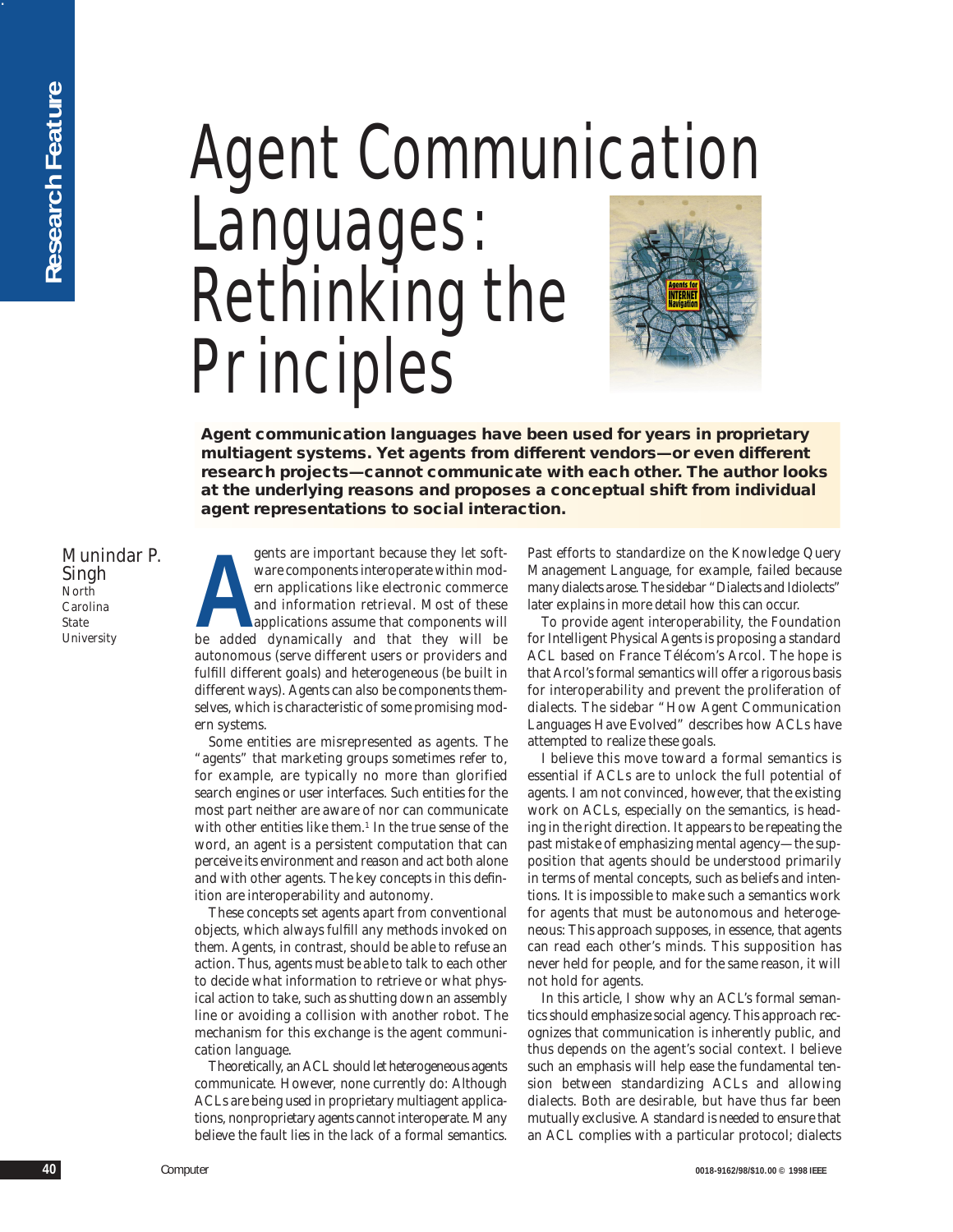# Agent Communication Languages: Rethinking the Principles

**Agent communication languages have been used for years in proprietary multiagent systems. Yet agents from different vendors—or even different research projects—cannot communicate with each other. The author looks at the underlying reasons and proposes a conceptual shift from individual agent representations to social interaction.**

Munindar P. Singh
North Carolina State University

Agents are important because they let software components interoperate within modern applications like electronic commerce and information retrieval. Most of these applications assume that components will be added dynamically and that they will be autonomous (serve different users or providers and fulfill different goals) and heterogeneous (be built in different ways). Agents can also be components themselves, which is characteristic of some promising modern systems.

Some entities are misrepresented as agents. The "agents" that marketing groups sometimes refer to, for example, are typically no more than glorified search engines or user interfaces. Such entities for the most part neither are aware of nor can communicate with other entities like them.[1] In the true sense of the word, an agent is a persistent computation that can perceive its environment and reason and act both alone and with other agents. The key concepts in this definition are interoperability and autonomy.

These concepts set agents apart from conventional objects, which always fulfill any methods invoked on them. Agents, in contrast, should be able to refuse an action. Thus, agents must be able to talk to each other to decide what information to retrieve or what physical action to take, such as shutting down an assembly line or avoiding a collision with another robot. The mechanism for this exchange is the agent communication language.

Theoretically, an ACL should let heterogeneous agents communicate. However, none currently do: Although ACLs are being used in proprietary multiagent applications, nonproprietary agents cannot interoperate. Many believe the fault lies in the lack of a formal semantics. Past efforts to standardize on the Knowledge Query Management Language, for example, failed because many dialects arose. The sidebar "Dialects and Idiolects" later explains in more detail how this can occur.

To provide agent interoperability, the Foundation for Intelligent Physical Agents is proposing a standard ACL based on France Télécom's Arcol. The hope is that Arcol's formal semantics will offer a rigorous basis for interoperability and prevent the proliferation of dialects. The sidebar "How Agent Communication Languages Have Evolved" describes how ACLs have attempted to realize these goals.

I believe this move toward a formal semantics is essential if ACLs are to unlock the full potential of agents. I am not convinced, however, that the existing work on ACLs, especially on the semantics, is heading in the right direction. It appears to be repeating the past mistake of emphasizing mental agency—the supposition that agents should be understood primarily in terms of mental concepts, such as beliefs and intentions. It is impossible to make such a semantics work for agents that must be autonomous and heterogeneous: This approach supposes, in essence, that agents can read each other's minds. This supposition has never held for people, and for the same reason, it will not hold for agents.

In this article, I show why an ACL's formal semantics should emphasize social agency. This approach recognizes that communication is inherently public, and thus depends on the agent's social context. I believe such an emphasis will help ease the fundamental tension between standardizing ACLs and allowing dialects. Both are desirable, but have thus far been mutually exclusive. A standard is needed to ensure that an ACL complies with a particular protocol; dialects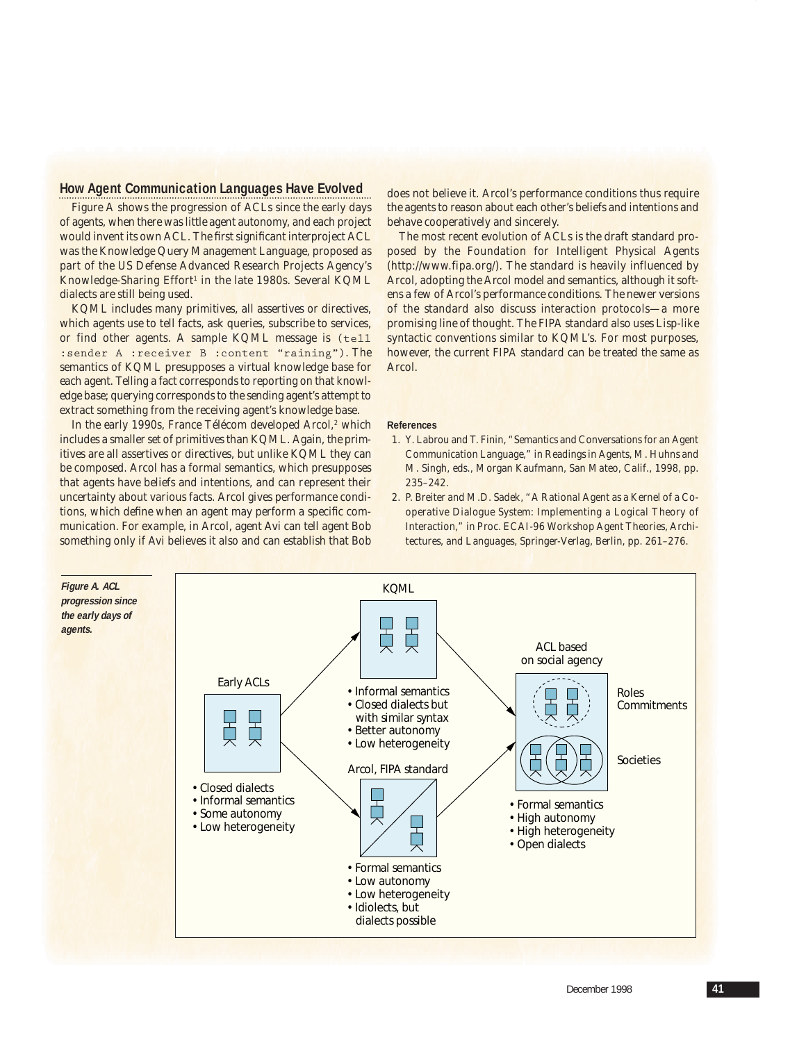## How Agent Communication Languages Have Evolved

Figure A shows the progression of ACLs since the early days of agents, when there was little agent autonomy, and each project would invent its own ACL. The first significant interproject ACL was the Knowledge Query Management Language, proposed as part of the US Defense Advanced Research Projects Agency's Knowledge-Sharing Effort[1] in the late 1980s. Several KQML dialects are still being used.

KQML includes many primitives, all assertives or directives, which agents use to tell facts, ask queries, subscribe to services, or find other agents. A sample KQML message is `(tell :sender A :receiver B :content "raining")`. The semantics of KQML presupposes a virtual knowledge base for each agent. Telling a fact corresponds to reporting on that knowledge base; querying corresponds to the sending agent's attempt to extract something from the receiving agent's knowledge base.

In the early 1990s, France Télécom developed Arcol,[2] which includes a smaller set of primitives than KQML. Again, the primitives are all assertives or directives, but unlike KQML they can be composed. Arcol has a formal semantics, which presupposes that agents have beliefs and intentions, and can represent their uncertainty about various facts. Arcol gives performance conditions, which define when an agent may perform a specific communication. For example, in Arcol, agent Avi can tell agent Bob something only if Avi believes it also and can establish that Bob does not believe it. Arcol's performance conditions thus require the agents to reason about each other's beliefs and intentions and behave cooperatively and sincerely.

The most recent evolution of ACLs is the draft standard proposed by the Foundation for Intelligent Physical Agents (http://www.fipa.org/). The standard is heavily influenced by Arcol, adopting the Arcol model and semantics, although it softens a few of Arcol's performance conditions. The newer versions of the standard also discuss interaction protocols—a more promising line of thought. The FIPA standard also uses Lisp-like syntactic conventions similar to KQML's. For most purposes, however, the current FIPA standard can be treated the same as Arcol.

### References

1. Y. Labrou and T. Finin, "Semantics and Conversations for an Agent Communication Language," in *Readings in Agents*, M. Huhns and M. Singh, eds., Morgan Kaufmann, San Mateo, Calif., 1998, pp. 235–242.
2. P. Breiter and M.D. Sadek, "A Rational Agent as a Kernel of a Cooperative Dialogue System: Implementing a Logical Theory of Interaction," in *Proc. ECAI-96 Workshop Agent Theories, Architectures, and Languages*, Springer-Verlag, Berlin, pp. 261–276.

Early ACLs
- Closed dialects
- Informal semantics
- Some autonomy
- Low heterogeneity

KQML
- Informal semantics
- Closed dialects but with similar syntax
- Better autonomy
- Low heterogeneity

Arcol, FIPA standard
- Formal semantics
- Low autonomy
- Low heterogeneity
- Idiolects, but dialects possible

ACL based on social agency (Roles, Commitments; Societies)
- Formal semantics
- High autonomy
- High heterogeneity
- Open dialects

**Figure A. ACL progression since the early days of agents.**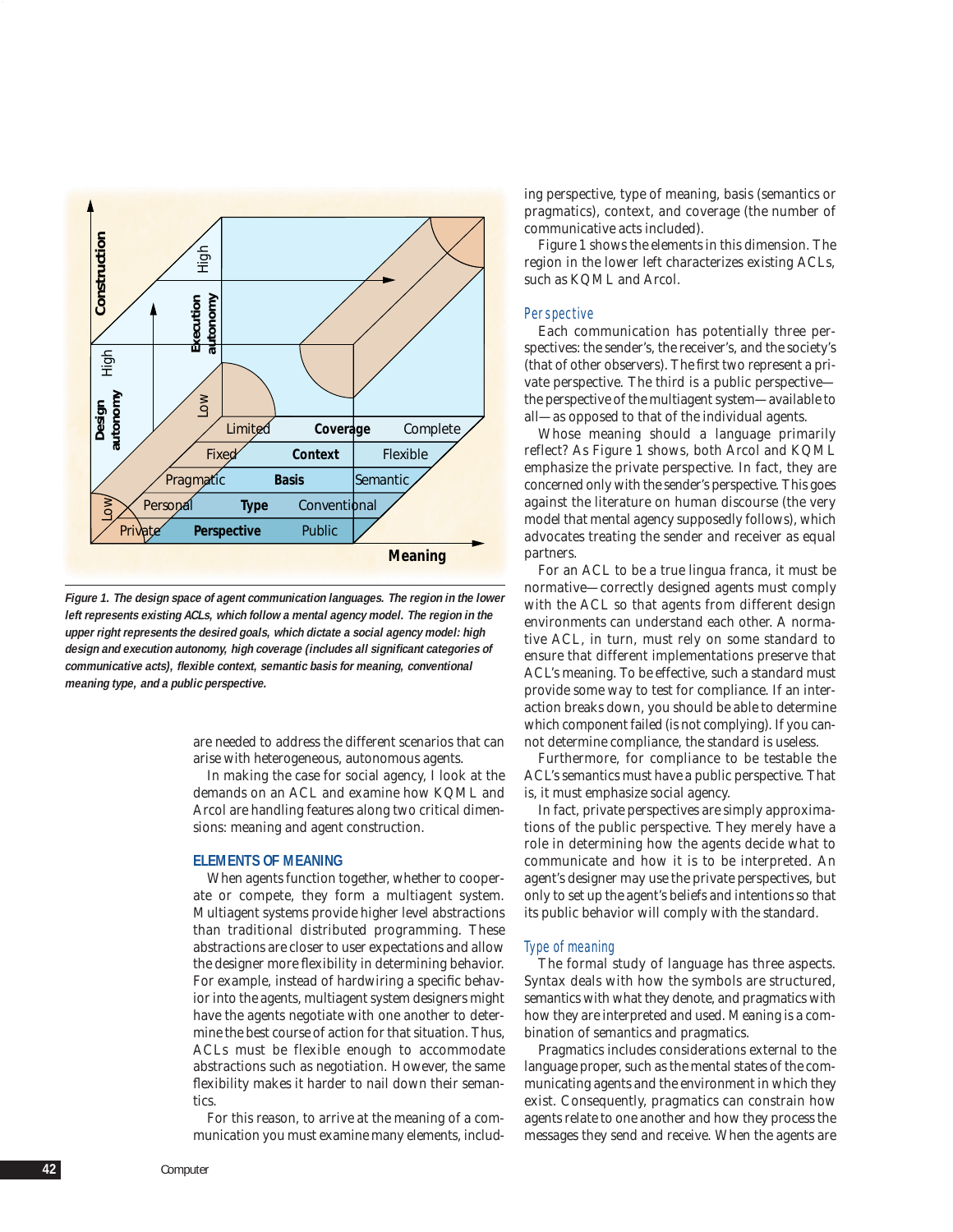*Figure 1. The design space of agent communication languages. The region in the lower left represents existing ACLs, which follow a mental agency model. The region in the upper right represents the desired goals, which dictate a social agency model: high design and execution autonomy, high coverage (includes all significant categories of communicative acts), flexible context, semantic basis for meaning, conventional meaning type, and a public perspective.*

are needed to address the different scenarios that can arise with heterogeneous, autonomous agents.

In making the case for social agency, I look at the demands on an ACL and examine how KQML and Arcol are handling features along two critical dimensions: meaning and agent construction.

## ELEMENTS OF MEANING

When agents function together, whether to cooperate or compete, they form a multiagent system. Multiagent systems provide higher level abstractions than traditional distributed programming. These abstractions are closer to user expectations and allow the designer more flexibility in determining behavior. For example, instead of hardwiring a specific behavior into the agents, multiagent system designers might have the agents negotiate with one another to determine the best course of action for that situation. Thus, ACLs must be flexible enough to accommodate abstractions such as negotiation. However, the same flexibility makes it harder to nail down their semantics.

For this reason, to arrive at the meaning of a communication you must examine many elements, including perspective, type of meaning, basis (semantics or pragmatics), context, and coverage (the number of communicative acts included).

Figure 1 shows the elements in this dimension. The region in the lower left characterizes existing ACLs, such as KQML and Arcol.

### Perspective

Each communication has potentially three perspectives: the sender's, the receiver's, and the society's (that of other observers). The first two represent a private perspective. The third is a public perspective—the perspective of the multiagent system—available to all—as opposed to that of the individual agents.

Whose meaning should a language primarily reflect? As Figure 1 shows, both Arcol and KQML emphasize the private perspective. In fact, they are concerned only with the sender's perspective. This goes against the literature on human discourse (the very model that mental agency supposedly follows), which advocates treating the sender and receiver as equal partners.

For an ACL to be a true lingua franca, it must be normative—correctly designed agents must comply with the ACL so that agents from different design environments can understand each other. A normative ACL, in turn, must rely on some standard to ensure that different implementations preserve that ACL's meaning. To be effective, such a standard must provide some way to test for compliance. If an interaction breaks down, you should be able to determine which component failed (is not complying). If you cannot determine compliance, the standard is useless.

Furthermore, for compliance to be testable the ACL's semantics must have a public perspective. That is, it must emphasize social agency.

In fact, private perspectives are simply approximations of the public perspective. They merely have a role in determining how the agents decide what to communicate and how it is to be interpreted. An agent's designer may use the private perspectives, but only to set up the agent's beliefs and intentions so that its public behavior will comply with the standard.

### Type of meaning

The formal study of language has three aspects. Syntax deals with how the symbols are structured, semantics with what they denote, and pragmatics with how they are interpreted and used. Meaning is a combination of semantics and pragmatics.

Pragmatics includes considerations external to the language proper, such as the mental states of the communicating agents and the environment in which they exist. Consequently, pragmatics can constrain how agents relate to one another and how they process the messages they send and receive. When the agents are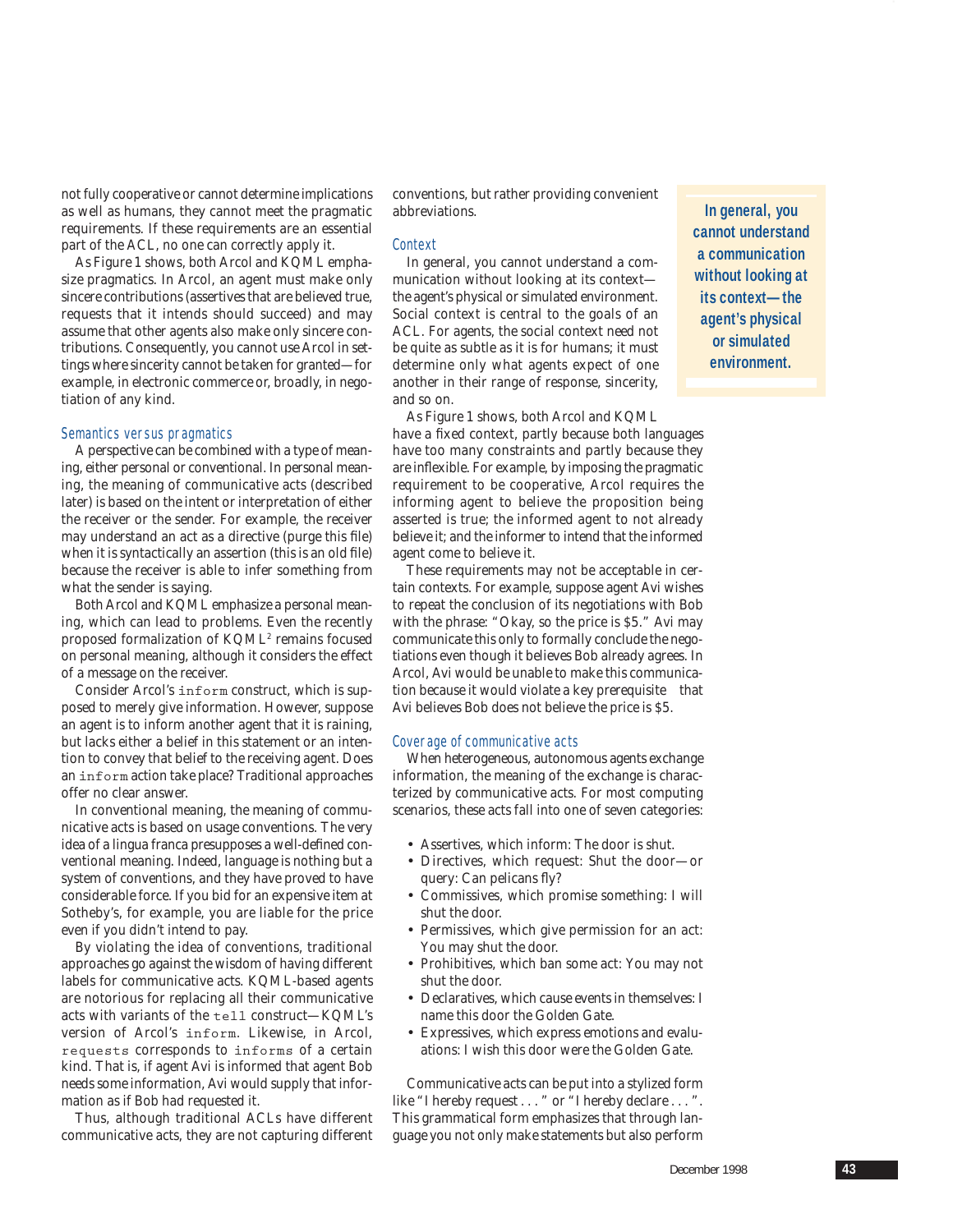not fully cooperative or cannot determine implications as well as humans, they cannot meet the pragmatic requirements. If these requirements are an essential part of the ACL, no one can correctly apply it.

As Figure 1 shows, both Arcol and KQML emphasize pragmatics. In Arcol, an agent must make only sincere contributions (assertives that are believed true, requests that it intends should succeed) and may assume that other agents also make only sincere contributions. Consequently, you cannot use Arcol in settings where sincerity cannot be taken for granted—for example, in electronic commerce or, broadly, in negotiation of any kind.

### Semantics versus pragmatics

A perspective can be combined with a type of meaning, either personal or conventional. In personal meaning, the meaning of communicative acts (described later) is based on the intent or interpretation of either the receiver or the sender. For example, the receiver may understand an act as a directive (purge this file) when it is syntactically an assertion (this is an old file) because the receiver is able to infer something from what the sender is saying.

Both Arcol and KQML emphasize a personal meaning, which can lead to problems. Even the recently proposed formalization of KQML[2] remains focused on personal meaning, although it considers the effect of a message on the receiver.

Consider Arcol's `inform` construct, which is supposed to merely give information. However, suppose an agent is to inform another agent that it is raining, but lacks either a belief in this statement or an intention to convey that belief to the receiving agent. Does an `inform` action take place? Traditional approaches offer no clear answer.

In conventional meaning, the meaning of communicative acts is based on usage conventions. The very idea of a lingua franca presupposes a well-defined conventional meaning. Indeed, language is nothing but a system of conventions, and they have proved to have considerable force. If you bid for an expensive item at Sotheby's, for example, you are liable for the price even if you didn't intend to pay.

By violating the idea of conventions, traditional approaches go against the wisdom of having different labels for communicative acts. KQML-based agents are notorious for replacing all their communicative acts with variants of the `tell` construct—KQML's version of Arcol's `inform`. Likewise, in Arcol, `requests` corresponds to `informs` of a certain kind. That is, if agent Avi is informed that agent Bob needs some information, Avi would supply that information as if Bob had requested it.

Thus, although traditional ACLs have different communicative acts, they are not capturing different conventions, but rather providing convenient abbreviations.

### Context

In general, you cannot understand a communication without looking at its context—the agent's physical or simulated environment. Social context is central to the goals of an ACL. For agents, the social context need not be quite as subtle as it is for humans; it must determine only what agents expect of one another in their range of response, sincerity, and so on.

**In general, you cannot understand a communication without looking at its context—the agent's physical or simulated environment.**

As Figure 1 shows, both Arcol and KQML have a fixed context, partly because both languages have too many constraints and partly because they are inflexible. For example, by imposing the pragmatic requirement to be cooperative, Arcol requires the informing agent to believe the proposition being asserted is true; the informed agent to not already believe it; and the informer to intend that the informed agent come to believe it.

These requirements may not be acceptable in certain contexts. For example, suppose agent Avi wishes to repeat the conclusion of its negotiations with Bob with the phrase: "Okay, so the price is $5." Avi may communicate this only to formally conclude the negotiations even though it believes Bob already agrees. In Arcol, Avi would be unable to make this communication because it would violate a key prerequisite that Avi believes Bob does not believe the price is $5.

### Coverage of communicative acts

When heterogeneous, autonomous agents exchange information, the meaning of the exchange is characterized by communicative acts. For most computing scenarios, these acts fall into one of seven categories:

- Assertives, which inform: The door is shut.
- Directives, which request: Shut the door—or query: Can pelicans fly?
- Commissives, which promise something: I will shut the door.
- Permissives, which give permission for an act: You may shut the door.
- Prohibitives, which ban some act: You may not shut the door.
- Declaratives, which cause events in themselves: I name this door the Golden Gate.
- Expressives, which express emotions and evaluations: I wish this door were the Golden Gate.

Communicative acts can be put into a stylized form like "I hereby request . . . " or "I hereby declare . . . ". This grammatical form emphasizes that through language you not only make statements but also perform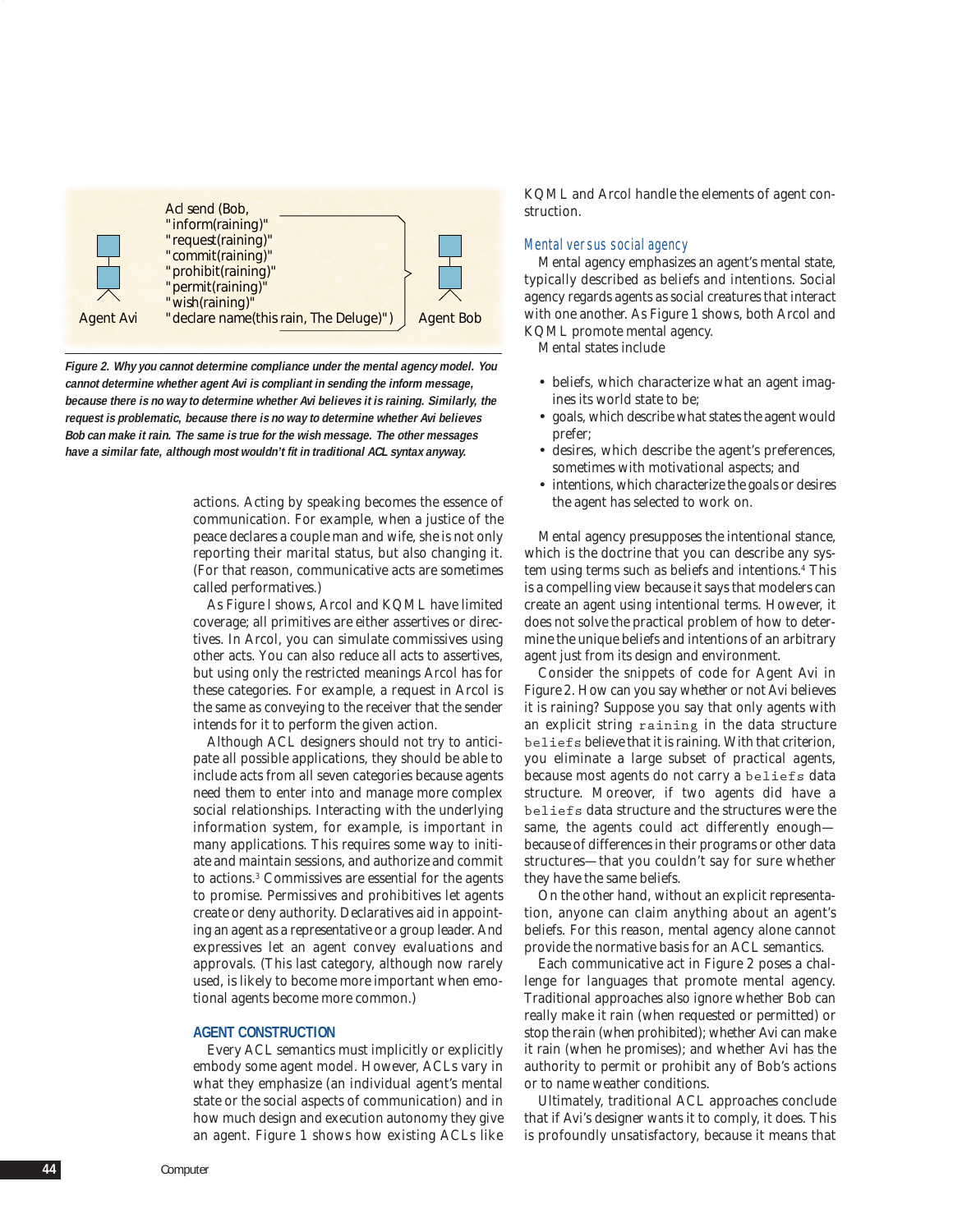Acl send (Bob,
"inform(raining)"
"request(raining)"
"commit(raining)"
"prohibit(raining)"
"permit(raining)"
"wish(raining)"
"declare name(this rain, The Deluge)")

Agent Avi — Agent Bob

**Figure 2. Why you cannot determine compliance under the mental agency model. You cannot determine whether agent Avi is compliant in sending the inform message, because there is no way to determine whether Avi believes it is raining. Similarly, the request is problematic, because there is no way to determine whether Avi believes Bob can make it rain. The same is true for the wish message. The other messages have a similar fate, although most wouldn't fit in traditional ACL syntax anyway.**

actions. Acting by speaking becomes the essence of communication. For example, when a justice of the peace declares a couple man and wife, she is not only reporting their marital status, but also changing it. (For that reason, communicative acts are sometimes called performatives.)

As Figure l shows, Arcol and KQML have limited coverage; all primitives are either assertives or directives. In Arcol, you can simulate commissives using other acts. You can also reduce all acts to assertives, but using only the restricted meanings Arcol has for these categories. For example, a request in Arcol is the same as conveying to the receiver that the sender intends for it to perform the given action.

Although ACL designers should not try to anticipate all possible applications, they should be able to include acts from all seven categories because agents need them to enter into and manage more complex social relationships. Interacting with the underlying information system, for example, is important in many applications. This requires some way to initiate and maintain sessions, and authorize and commit to actions.[3] Commissives are essential for the agents to promise. Permissives and prohibitives let agents create or deny authority. Declaratives aid in appointing an agent as a representative or a group leader. And expressives let an agent convey evaluations and approvals. (This last category, although now rarely used, is likely to become more important when emotional agents become more common.)

## AGENT CONSTRUCTION

Every ACL semantics must implicitly or explicitly embody some agent model. However, ACLs vary in what they emphasize (an individual agent's mental state or the social aspects of communication) and in how much design and execution autonomy they give an agent. Figure 1 shows how existing ACLs like KQML and Arcol handle the elements of agent construction.

### Mental versus social agency

Mental agency emphasizes an agent's mental state, typically described as beliefs and intentions. Social agency regards agents as social creatures that interact with one another. As Figure 1 shows, both Arcol and KQML promote mental agency.

Mental states include

- beliefs, which characterize what an agent imagines its world state to be;
- goals, which describe what states the agent would prefer;
- desires, which describe the agent's preferences, sometimes with motivational aspects; and
- intentions, which characterize the goals or desires the agent has selected to work on.

Mental agency presupposes the intentional stance, which is the doctrine that you can describe any system using terms such as beliefs and intentions.[4] This is a compelling view because it says that modelers can create an agent using intentional terms. However, it does not solve the practical problem of how to determine the unique beliefs and intentions of an arbitrary agent just from its design and environment.

Consider the snippets of code for Agent Avi in Figure 2. How can you say whether or not Avi believes it is raining? Suppose you say that only agents with an explicit string `raining` in the data structure `beliefs` believe that it is raining. With that criterion, you eliminate a large subset of practical agents, because most agents do not carry a `beliefs` data structure. Moreover, if two agents did have a `beliefs` data structure and the structures were the same, the agents could act differently enough—because of differences in their programs or other data structures—that you couldn't say for sure whether they have the same beliefs.

On the other hand, without an explicit representation, anyone can claim anything about an agent's beliefs. For this reason, mental agency alone cannot provide the normative basis for an ACL semantics.

Each communicative act in Figure 2 poses a challenge for languages that promote mental agency. Traditional approaches also ignore whether Bob can really make it rain (when requested or permitted) or stop the rain (when prohibited); whether Avi can make it rain (when he promises); and whether Avi has the authority to permit or prohibit any of Bob's actions or to name weather conditions.

Ultimately, traditional ACL approaches conclude that if Avi's designer wants it to comply, it does. This is profoundly unsatisfactory, because it means that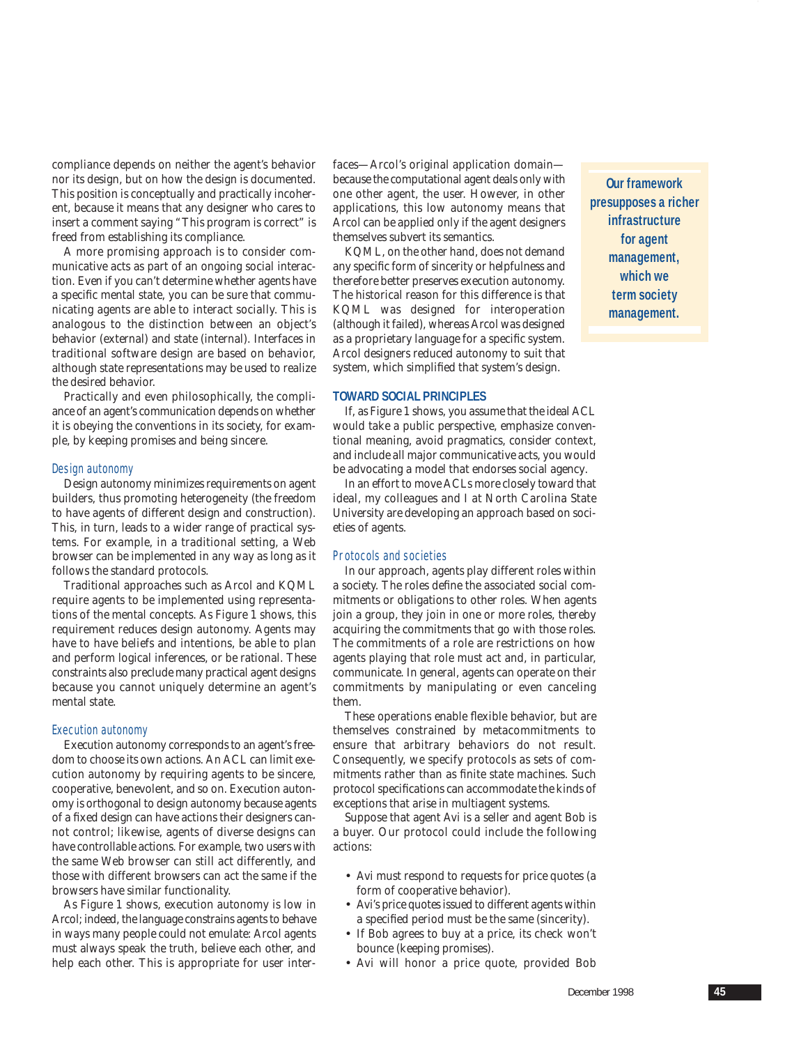compliance depends on neither the agent's behavior nor its design, but on how the design is documented. This position is conceptually and practically incoherent, because it means that any designer who cares to insert a comment saying "This program is correct" is freed from establishing its compliance.

A more promising approach is to consider communicative acts as part of an ongoing social interaction. Even if you can't determine whether agents have a specific mental state, you can be sure that communicating agents are able to interact socially. This is analogous to the distinction between an object's behavior (external) and state (internal). Interfaces in traditional software design are based on behavior, although state representations may be used to realize the desired behavior.

Practically and even philosophically, the compliance of an agent's communication depends on whether it is obeying the conventions in its society, for example, by keeping promises and being sincere.

### Design autonomy

Design autonomy minimizes requirements on agent builders, thus promoting heterogeneity (the freedom to have agents of different design and construction). This, in turn, leads to a wider range of practical systems. For example, in a traditional setting, a Web browser can be implemented in any way as long as it follows the standard protocols.

Traditional approaches such as Arcol and KQML require agents to be implemented using representations of the mental concepts. As Figure 1 shows, this requirement reduces design autonomy. Agents may have to have beliefs and intentions, be able to plan and perform logical inferences, or be rational. These constraints also preclude many practical agent designs because you cannot uniquely determine an agent's mental state.

### Execution autonomy

Execution autonomy corresponds to an agent's freedom to choose its own actions. An ACL can limit execution autonomy by requiring agents to be sincere, cooperative, benevolent, and so on. Execution autonomy is orthogonal to design autonomy because agents of a fixed design can have actions their designers cannot control; likewise, agents of diverse designs can have controllable actions. For example, two users with the same Web browser can still act differently, and those with different browsers can act the same if the browsers have similar functionality.

As Figure 1 shows, execution autonomy is low in Arcol; indeed, the language constrains agents to behave in ways many people could not emulate: Arcol agents must always speak the truth, believe each other, and help each other. This is appropriate for user interfaces—Arcol's original application domain—because the computational agent deals only with one other agent, the user. However, in other applications, this low autonomy means that Arcol can be applied only if the agent designers themselves subvert its semantics.

KQML, on the other hand, does not demand any specific form of sincerity or helpfulness and therefore better preserves execution autonomy. The historical reason for this difference is that KQML was designed for interoperation (although it failed), whereas Arcol was designed as a proprietary language for a specific system. Arcol designers reduced autonomy to suit that system, which simplified that system's design.

**Our framework presupposes a richer infrastructure for agent management, which we term society management.**

## TOWARD SOCIAL PRINCIPLES

If, as Figure 1 shows, you assume that the ideal ACL would take a public perspective, emphasize conventional meaning, avoid pragmatics, consider context, and include all major communicative acts, you would be advocating a model that endorses social agency.

In an effort to move ACLs more closely toward that ideal, my colleagues and I at North Carolina State University are developing an approach based on societies of agents.

### Protocols and societies

In our approach, agents play different roles within a society. The roles define the associated social commitments or obligations to other roles. When agents join a group, they join in one or more roles, thereby acquiring the commitments that go with those roles. The commitments of a role are restrictions on how agents playing that role must act and, in particular, communicate. In general, agents can operate on their commitments by manipulating or even canceling them.

These operations enable flexible behavior, but are themselves constrained by metacommitments to ensure that arbitrary behaviors do not result. Consequently, we specify protocols as sets of commitments rather than as finite state machines. Such protocol specifications can accommodate the kinds of exceptions that arise in multiagent systems.

Suppose that agent Avi is a seller and agent Bob is a buyer. Our protocol could include the following actions:

- Avi must respond to requests for price quotes (a form of cooperative behavior).
- Avi's price quotes issued to different agents within a specified period must be the same (sincerity).
- If Bob agrees to buy at a price, its check won't bounce (keeping promises).
- Avi will honor a price quote, provided Bob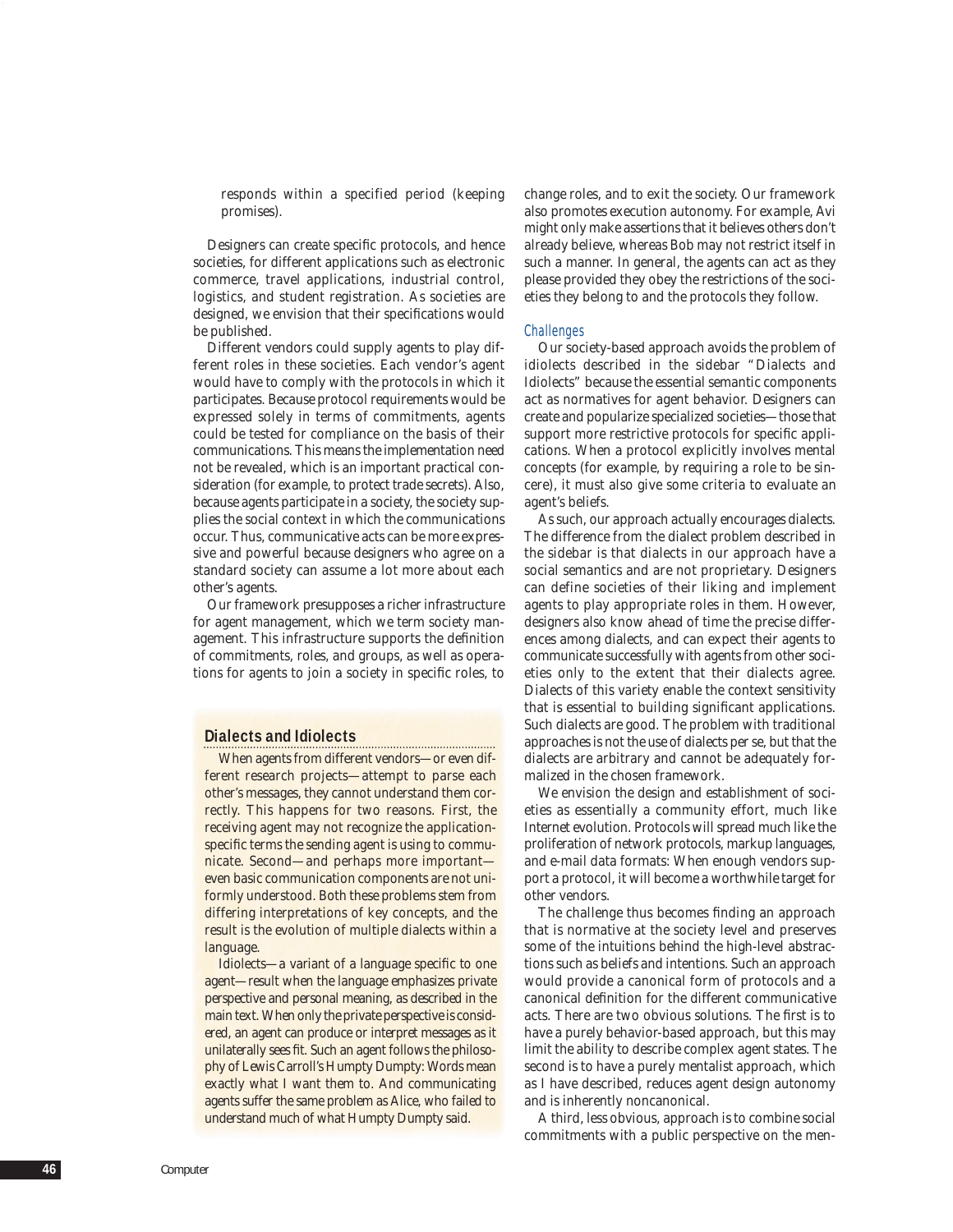responds within a specified period (keeping promises).

Designers can create specific protocols, and hence societies, for different applications such as electronic commerce, travel applications, industrial control, logistics, and student registration. As societies are designed, we envision that their specifications would be published.

Different vendors could supply agents to play different roles in these societies. Each vendor's agent would have to comply with the protocols in which it participates. Because protocol requirements would be expressed solely in terms of commitments, agents could be tested for compliance on the basis of their communications. This means the implementation need not be revealed, which is an important practical consideration (for example, to protect trade secrets). Also, because agents participate in a society, the society supplies the social context in which the communications occur. Thus, communicative acts can be more expressive and powerful because designers who agree on a standard society can assume a lot more about each other's agents.

Our framework presupposes a richer infrastructure for agent management, which we term society management. This infrastructure supports the definition of commitments, roles, and groups, as well as operations for agents to join a society in specific roles, to change roles, and to exit the society. Our framework also promotes execution autonomy. For example, Avi might only make assertions that it believes others don't already believe, whereas Bob may not restrict itself in such a manner. In general, the agents can act as they please provided they obey the restrictions of the societies they belong to and the protocols they follow.

### Challenges

Our society-based approach avoids the problem of idiolects described in the sidebar "Dialects and Idiolects" because the essential semantic components act as normatives for agent behavior. Designers can create and popularize specialized societies—those that support more restrictive protocols for specific applications. When a protocol explicitly involves mental concepts (for example, by requiring a role to be sincere), it must also give some criteria to evaluate an agent's beliefs.

As such, our approach actually encourages dialects. The difference from the dialect problem described in the sidebar is that dialects in our approach have a social semantics and are not proprietary. Designers can define societies of their liking and implement agents to play appropriate roles in them. However, designers also know ahead of time the precise differences among dialects, and can expect their agents to communicate successfully with agents from other societies only to the extent that their dialects agree. Dialects of this variety enable the context sensitivity that is essential to building significant applications. Such dialects are good. The problem with traditional approaches is not the use of dialects per se, but that the dialects are arbitrary and cannot be adequately formalized in the chosen framework.

We envision the design and establishment of societies as essentially a community effort, much like Internet evolution. Protocols will spread much like the proliferation of network protocols, markup languages, and e-mail data formats: When enough vendors support a protocol, it will become a worthwhile target for other vendors.

The challenge thus becomes finding an approach that is normative at the society level and preserves some of the intuitions behind the high-level abstractions such as beliefs and intentions. Such an approach would provide a canonical form of protocols and a canonical definition for the different communicative acts. There are two obvious solutions. The first is to have a purely behavior-based approach, but this may limit the ability to describe complex agent states. The second is to have a purely mentalist approach, which as I have described, reduces agent design autonomy and is inherently noncanonical.

A third, less obvious, approach is to combine social commitments with a public perspective on the men-

---

### Dialects and Idiolects

When agents from different vendors—or even different research projects—attempt to parse each other's messages, they cannot understand them correctly. This happens for two reasons. First, the receiving agent may not recognize the application-specific terms the sending agent is using to communicate. Second—and perhaps more important—even basic communication components are not uniformly understood. Both these problems stem from differing interpretations of key concepts, and the result is the evolution of multiple dialects within a language.

Idiolects—a variant of a language specific to one agent—result when the language emphasizes private perspective and personal meaning, as described in the main text. When only the private perspective is considered, an agent can produce or interpret messages as it unilaterally sees fit. Such an agent follows the philosophy of Lewis Carroll's Humpty Dumpty: Words mean exactly what I want them to. And communicating agents suffer the same problem as Alice, who failed to understand much of what Humpty Dumpty said.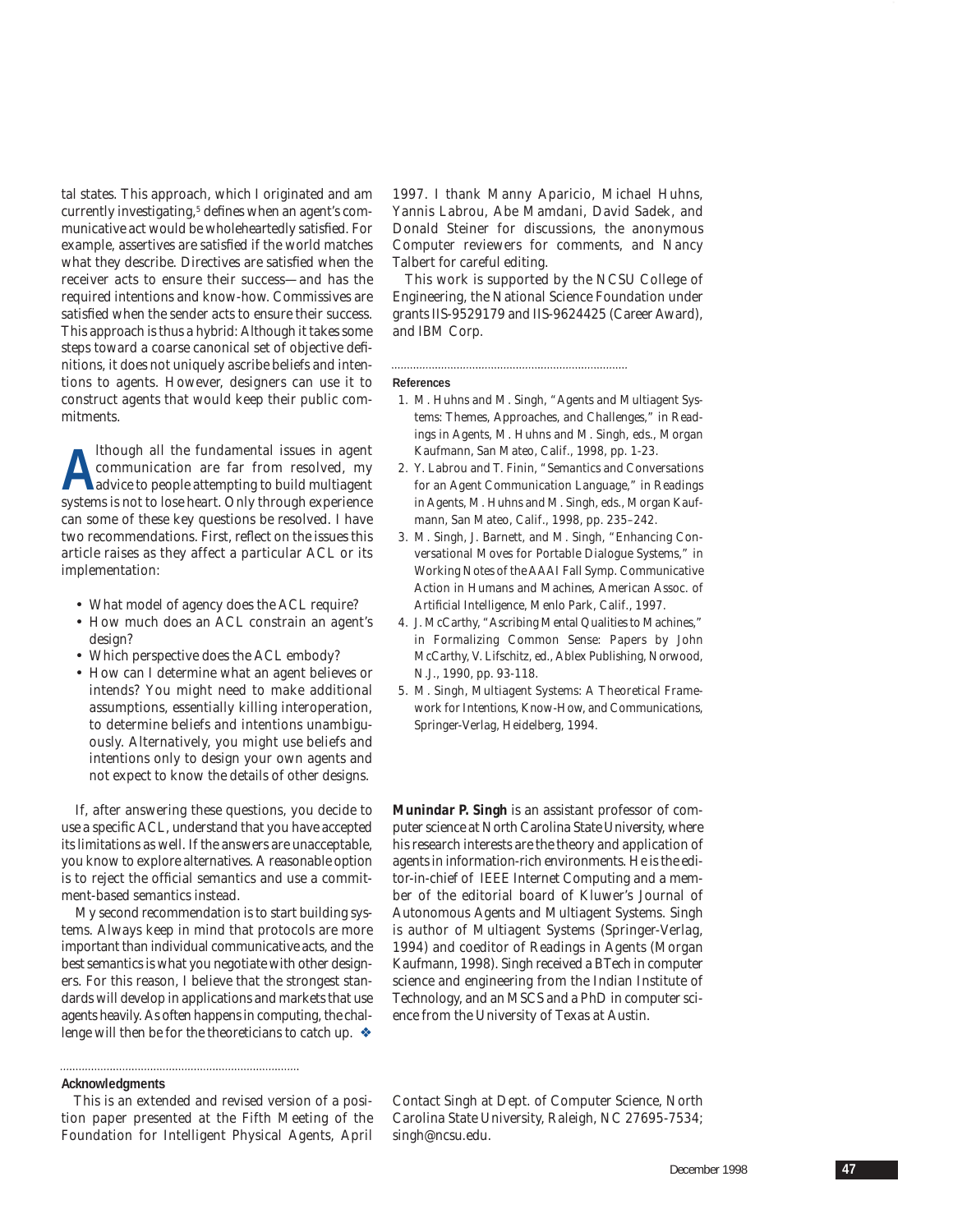tal states. This approach, which I originated and am currently investigating,[5] defines when an agent's communicative act would be wholeheartedly satisfied. For example, assertives are satisfied if the world matches what they describe. Directives are satisfied when the receiver acts to ensure their success—and has the required intentions and know-how. Commissives are satisfied when the sender acts to ensure their success. This approach is thus a hybrid: Although it takes some steps toward a coarse canonical set of objective definitions, it does not uniquely ascribe beliefs and intentions to agents. However, designers can use it to construct agents that would keep their public commitments.

Although all the fundamental issues in agent communication are far from resolved, my advice to people attempting to build multiagent systems is not to lose heart. Only through experience can some of these key questions be resolved. I have two recommendations. First, reflect on the issues this article raises as they affect a particular ACL or its implementation:

- What model of agency does the ACL require?
- How much does an ACL constrain an agent's design?
- Which perspective does the ACL embody?
- How can I determine what an agent believes or intends? You might need to make additional assumptions, essentially killing interoperation, to determine beliefs and intentions unambiguously. Alternatively, you might use beliefs and intentions only to design your own agents and not expect to know the details of other designs.

If, after answering these questions, you decide to use a specific ACL, understand that you have accepted its limitations as well. If the answers are unacceptable, you know to explore alternatives. A reasonable option is to reject the official semantics and use a commitment-based semantics instead.

My second recommendation is to start building systems. Always keep in mind that protocols are more important than individual communicative acts, and the best semantics is what you negotiate with other designers. For this reason, I believe that the strongest standards will develop in applications and markets that use agents heavily. As often happens in computing, the challenge will then be for the theoreticians to catch up. ❖

## Acknowledgments

This is an extended and revised version of a position paper presented at the Fifth Meeting of the Foundation for Intelligent Physical Agents, April 1997. I thank Manny Aparicio, Michael Huhns, Yannis Labrou, Abe Mamdani, David Sadek, and Donald Steiner for discussions, the anonymous *Computer* reviewers for comments, and Nancy Talbert for careful editing.

This work is supported by the NCSU College of Engineering, the National Science Foundation under grants IIS-9529179 and IIS-9624425 (Career Award), and IBM Corp.

## References

1. M. Huhns and M. Singh, "Agents and Multiagent Systems: Themes, Approaches, and Challenges," in *Readings in Agents*, M. Huhns and M. Singh, eds., Morgan Kaufmann, San Mateo, Calif., 1998, pp. 1-23.
2. Y. Labrou and T. Finin, "Semantics and Conversations for an Agent Communication Language," in *Readings in Agents*, M. Huhns and M. Singh, eds., Morgan Kaufmann, San Mateo, Calif., 1998, pp. 235–242.
3. M. Singh, J. Barnett, and M. Singh, "Enhancing Conversational Moves for Portable Dialogue Systems," in *Working Notes of the AAAI Fall Symp. Communicative Action in Humans and Machines*, American Assoc. of Artificial Intelligence, Menlo Park, Calif., 1997.
4. J. McCarthy, "Ascribing Mental Qualities to Machines," in *Formalizing Common Sense: Papers by John McCarthy*, V. Lifschitz, ed., Ablex Publishing, Norwood, N.J., 1990, pp. 93-118.
5. M. Singh, *Multiagent Systems: A Theoretical Framework for Intentions, Know-How, and Communications*, Springer-Verlag, Heidelberg, 1994.

**Munindar P. Singh** is an assistant professor of computer science at North Carolina State University, where his research interests are the theory and application of agents in information-rich environments. He is the editor-in-chief of *IEEE Internet Computing* and a member of the editorial board of Kluwer's *Journal of Autonomous Agents and Multiagent Systems*. Singh is author of *Multiagent Systems* (Springer-Verlag, 1994) and coeditor of *Readings in Agents* (Morgan Kaufmann, 1998). Singh received a BTech in computer science and engineering from the Indian Institute of Technology, and an MSCS and a PhD in computer science from the University of Texas at Austin.

Contact Singh at Dept. of Computer Science, North Carolina State University, Raleigh, NC 27695-7534; singh@ncsu.edu.